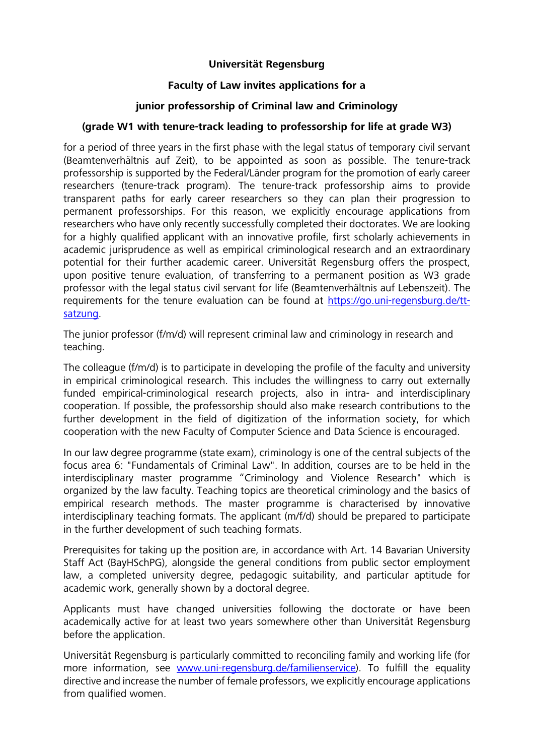**Universität Regensburg**

**Faculty of Law invites applications for a**

**junior professorship of Criminal law and Criminology**

**(grade W1 with tenure-track leading to professorship for life at grade W3)**

for a period of three years in the first phase with the legal status of temporary civil servant (Beamtenverhältnis auf Zeit), to be appointed as soon as possible. The tenure-track professorship is supported by the Federal/Länder program for the promotion of early career researchers (tenure-track program). The tenure-track professorship aims to provide transparent paths for early career researchers so they can plan their progression to permanent professorships. For this reason, we explicitly encourage applications from researchers who have only recently successfully completed their doctorates. We are looking for a highly qualified applicant with an innovative profile, first scholarly achievements in academic jurisprudence as well as empirical criminological research and an extraordinary potential for their further academic career. Universität Regensburg offers the prospect, upon positive tenure evaluation, of transferring to a permanent position as W3 grade professor with the legal status civil servant for life (Beamtenverhältnis auf Lebenszeit). The requirements for the tenure evaluation can be found at https://go.uni-regensburg.de/tt-satzung.

The junior professor (f/m/d) will represent criminal law and criminology in research and teaching.

The colleague (f/m/d) is to participate in developing the profile of the faculty and university in empirical criminological research. This includes the willingness to carry out externally funded empirical-criminological research projects, also in intra- and interdisciplinary cooperation. If possible, the professorship should also make research contributions to the further development in the field of digitization of the information society, for which cooperation with the new Faculty of Computer Science and Data Science is encouraged.

In our law degree programme (state exam), criminology is one of the central subjects of the focus area 6: "Fundamentals of Criminal Law". In addition, courses are to be held in the interdisciplinary master programme "Criminology and Violence Research" which is organized by the law faculty. Teaching topics are theoretical criminology and the basics of empirical research methods. The master programme is characterised by innovative interdisciplinary teaching formats. The applicant (m/f/d) should be prepared to participate in the further development of such teaching formats.

Prerequisites for taking up the position are, in accordance with Art. 14 Bavarian University Staff Act (BayHSchPG), alongside the general conditions from public sector employment law, a completed university degree, pedagogic suitability, and particular aptitude for academic work, generally shown by a doctoral degree.

Applicants must have changed universities following the doctorate or have been academically active for at least two years somewhere other than Universität Regensburg before the application.

Universität Regensburg is particularly committed to reconciling family and working life (for more information, see www.uni-regensburg.de/familienservice). To fulfill the equality directive and increase the number of female professors, we explicitly encourage applications from qualified women.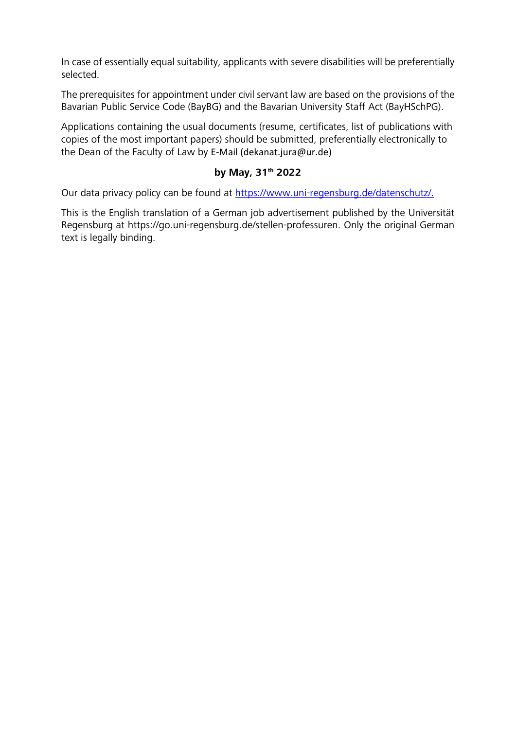In case of essentially equal suitability, applicants with severe disabilities will be preferentially selected.

The prerequisites for appointment under civil servant law are based on the provisions of the Bavarian Public Service Code (BayBG) and the Bavarian University Staff Act (BayHSchPG).

Applications containing the usual documents (resume, certificates, list of publications with copies of the most important papers) should be submitted, preferentially electronically to the Dean of the Faculty of Law by E-Mail (dekanat.jura@ur.de)

**by May, 31th 2022**

Our data privacy policy can be found at https://www.uni-regensburg.de/datenschutz/.

This is the English translation of a German job advertisement published by the Universität Regensburg at https://go.uni-regensburg.de/stellen-professuren. Only the original German text is legally binding.